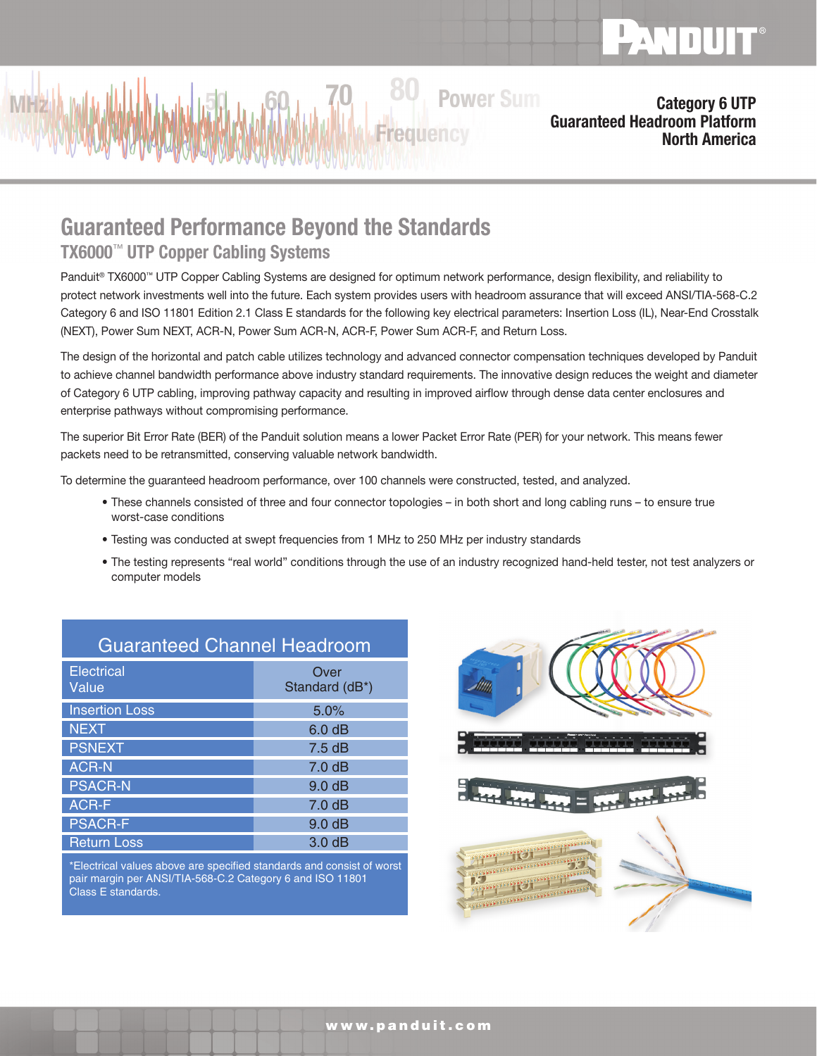# Category 6 UTP Guaranteed Headroom Platform North America

## Guaranteed Performance Beyond the Standards

### TX6000™ UTP Copper Cabling Systems

Panduit® TX6000™ UTP Copper Cabling Systems are designed for optimum network performance, design flexibility, and reliability to protect network investments well into the future. Each system provides users with headroom assurance that will exceed ANSI/TIA-568-C.2 Category 6 and ISO 11801 Edition 2.1 Class E standards for the following key electrical parameters: Insertion Loss (IL), Near-End Crosstalk (NEXT), Power Sum NEXT, ACR-N, Power Sum ACR-N, ACR-F, Power Sum ACR-F, and Return Loss.

The design of the horizontal and patch cable utilizes technology and advanced connector compensation techniques developed by Panduit to achieve channel bandwidth performance above industry standard requirements. The innovative design reduces the weight and diameter of Category 6 UTP cabling, improving pathway capacity and resulting in improved airflow through dense data center enclosures and enterprise pathways without compromising performance.

The superior Bit Error Rate (BER) of the Panduit solution means a lower Packet Error Rate (PER) for your network. This means fewer packets need to be retransmitted, conserving valuable network bandwidth.

To determine the guaranteed headroom performance, over 100 channels were constructed, tested, and analyzed.

- These channels consisted of three and four connector topologies – in both short and long cabling runs – to ensure true worst-case conditions
- Testing was conducted at swept frequencies from 1 MHz to 250 MHz per industry standards
- The testing represents "real world" conditions through the use of an industry recognized hand-held tester, not test analyzers or computer models

**Guaranteed Channel Headroom**

| Electrical Value | Over Standard (dB*) |
|---|---|
| Insertion Loss | 5.0% |
| NEXT | 6.0 dB |
| PSNEXT | 7.5 dB |
| ACR-N | 7.0 dB |
| PSACR-N | 9.0 dB |
| ACR-F | 7.0 dB |
| PSACR-F | 9.0 dB |
| Return Loss | 3.0 dB |

*Electrical values above are specified standards and consist of worst pair margin per ANSI/TIA-568-C.2 Category 6 and ISO 11801 Class E standards.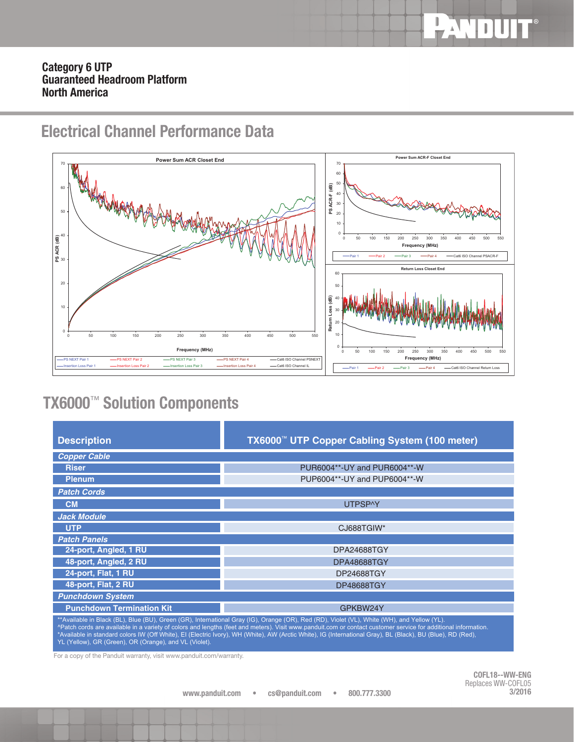**Category 6 UTP**
**Guaranteed Headroom Platform**
**North America**

## Electrical Channel Performance Data

Power Sum ACR Closet End

PS ACR (dB)

70
60
50
40
30
20
10
0

0 50 100 150 200 250 300 350 400 450 500 550

Frequency (MHz)

PS NEXT Pair 1 — PS NEXT Pair 2 — PS NEXT Pair 3 — PS NEXT Pair 4 — Cat6 ISO Channel PSNEXT

Insertion Loss Pair 1 — Insertion Loss Pair 2 — Insertion Loss Pair 3 — Insertion Loss Pair 4 — Cat6 ISO Channel IL

Power Sum ACR-F Closet End

PS ACR-F (dB)

70
60
50
40
30
20
10
0

0 50 100 150 200 250 300 350 400 450 500 550

Frequency (MHz)

Pair 1 — Pair 2 — Pair 3 — Pair 4 — Cat6 ISO Channel PSACR-F

Return Loss Closet End

Return Loss (dB)

60
50
40
30
20
10
0

0 50 100 150 200 250 300 350 400 450 500 550

Frequency (MHz)

Pair 1 — Pair 2 — Pair 3 — Pair 4 — Cat6 ISO Channel Return Loss

## TX6000™ Solution Components

| Description | TX6000™ UTP Copper Cabling System (100 meter) |
|---|---|
| ***Copper Cable*** | |
| **Riser** | PUR6004**-UY and PUR6004**-W |
| **Plenum** | PUP6004**-UY and PUP6004**-W |
| ***Patch Cords*** | |
| **CM** | UTPSP^Y |
| ***Jack Module*** | |
| **UTP** | CJ688TGIW* |
| ***Patch Panels*** | |
| **24-port, Angled, 1 RU** | DPA24688TGY |
| **48-port, Angled, 2 RU** | DPA48688TGY |
| **24-port, Flat, 1 RU** | DP24688TGY |
| **48-port, Flat, 2 RU** | DP48688TGY |
| ***Punchdown System*** | |
| **Punchdown Termination Kit** | GPKBW24Y |

**Available in Black (BL), Blue (BU), Green (GR), International Gray (IG), Orange (OR), Red (RD), Violet (VL), White (WH), and Yellow (YL).
^Patch cords are available in a variety of colors and lengths (feet and meters). Visit www.panduit.com or contact customer service for additional information.
*Available in standard colors IW (Off White), EI (Electric Ivory), WH (White), AW (Arctic White), IG (International Gray), BL (Black), BU (Blue), RD (Red), YL (Yellow), GR (Green), OR (Orange), and VL (Violet).

For a copy of the Panduit warranty, visit www.panduit.com/warranty.

**COFL18--WW-ENG**
Replaces WW-COFL05
**3/2016**

www.panduit.com • cs@panduit.com • 800.777.3300